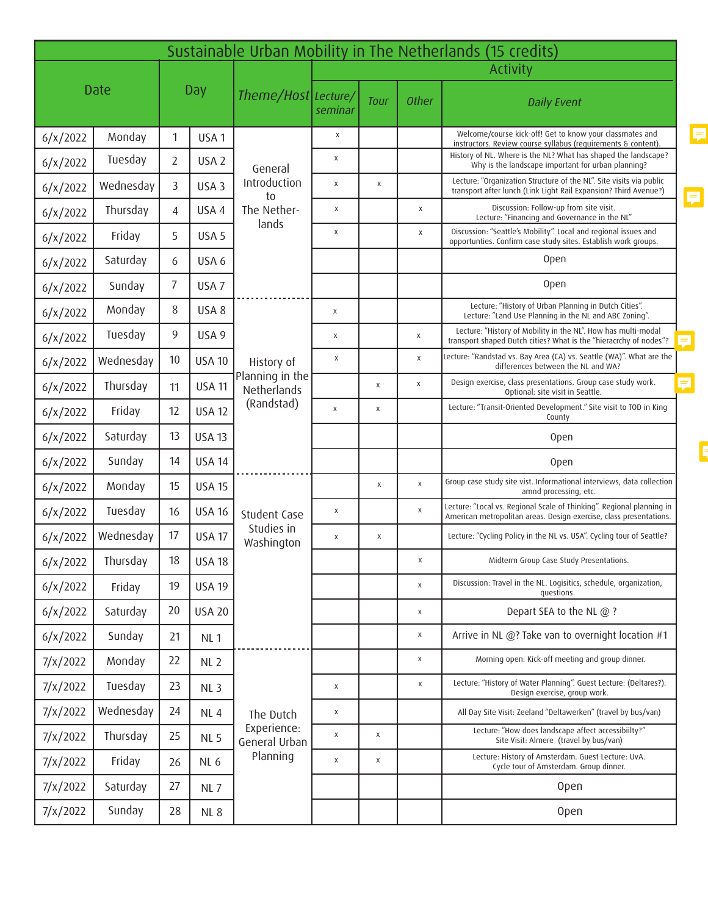# Sustainable Urban Mobility in The Netherlands (15 credits)

| Date | | Day | | *Theme/Host* | Activity | | | |
|---|---|---|---|---|---|---|---|---|
| | | | | | *Lecture/ seminar* | *Tour* | *Other* | *Daily Event* |
| 6/x/2022 | Monday | 1 | USA 1 | General Introduction to The Nether-lands | x | | | Welcome/course kick-off! Get to know your classmates and instructors. Review course syllabus (requirements & content). |
| 6/x/2022 | Tuesday | 2 | USA 2 | | x | | | History of NL. Where is the NL? What has shaped the landscape? Why is the landscape important for urban planning? |
| 6/x/2022 | Wednesday | 3 | USA 3 | | x | x | | Lecture: "Organization Structure of the NL". Site visits via public transport after lunch (Link Light Rail Expansion? Third Avenue?) |
| 6/x/2022 | Thursday | 4 | USA 4 | | x | | x | Discussion: Follow-up from site visit. Lecture: "Financing and Governance in the NL" |
| 6/x/2022 | Friday | 5 | USA 5 | | x | | x | Discussion: "Seattle's Mobility". Local and regional issues and opportunities. Confirm case study sites. Establish work groups. |
| 6/x/2022 | Saturday | 6 | USA 6 | | | | | Open |
| 6/x/2022 | Sunday | 7 | USA 7 | | | | | Open |
| 6/x/2022 | Monday | 8 | USA 8 | History of Planning in the Netherlands (Randstad) | x | | | Lecture: "History of Urban Planning in Dutch Cities". Lecture: "Land Use Planning in the NL and ABC Zoning". |
| 6/x/2022 | Tuesday | 9 | USA 9 | | x | | x | Lecture: "History of Mobility in the NL". How has multi-modal transport shaped Dutch cities? What is the "hieracrchy of nodes"? |
| 6/x/2022 | Wednesday | 10 | USA 10 | | x | | x | Lecture: "Randstad vs. Bay Area (CA) vs. Seattle (WA)". What are the differences between the NL and WA? |
| 6/x/2022 | Thursday | 11 | USA 11 | | | x | x | Design exercise, class presentations. Group case study work. Optional: site visit in Seattle. |
| 6/x/2022 | Friday | 12 | USA 12 | | x | x | | Lecture: "Transit-Oriented Development." Site visit to TOD in King County |
| 6/x/2022 | Saturday | 13 | USA 13 | | | | | Open |
| 6/x/2022 | Sunday | 14 | USA 14 | | | | | Open |
| 6/x/2022 | Monday | 15 | USA 15 | Student Case Studies in Washington | | x | x | Group case study site vist. Informational interviews, data collection amnd processing, etc. |
| 6/x/2022 | Tuesday | 16 | USA 16 | | x | | x | Lecture: "Local vs. Regional Scale of Thinking". Regional planning in American metropolitan areas. Design exercise, class presentations. |
| 6/x/2022 | Wednesday | 17 | USA 17 | | x | x | | Lecture: "Cycling Policy in the NL vs. USA". Cycling tour of Seattle? |
| 6/x/2022 | Thursday | 18 | USA 18 | | | | x | Midterm Group Case Study Presentations. |
| 6/x/2022 | Friday | 19 | USA 19 | | | | x | Discussion: Travel in the NL. Logisitics, schedule, organization, questions. |
| 6/x/2022 | Saturday | 20 | USA 20 | | | | x | Depart SEA to the NL @ ? |
| 6/x/2022 | Sunday | 21 | NL 1 | | | | x | Arrive in NL @? Take van to overnight location #1 |
| 7/x/2022 | Monday | 22 | NL 2 | The Dutch Experience: General Urban Planning | | | x | Morning open: Kick-off meeting and group dinner. |
| 7/x/2022 | Tuesday | 23 | NL 3 | | x | | x | Lecture: "History of Water Planning". Guest Lecture: (Deltares?). Design exercise, group work. |
| 7/x/2022 | Wednesday | 24 | NL 4 | | x | | | All Day Site Visit: Zeeland "Deltawerken" (travel by bus/van) |
| 7/x/2022 | Thursday | 25 | NL 5 | | x | x | | Lecture: "How does landscape affect accessibiilty?" Site Visit: Almere (travel by bus/van) |
| 7/x/2022 | Friday | 26 | NL 6 | | x | x | | Lecture: History of Amsterdam. Guest Lecture: UvA. Cycle tour of Amsterdam. Group dinner. |
| 7/x/2022 | Saturday | 27 | NL 7 | | | | | Open |
| 7/x/2022 | Sunday | 28 | NL 8 | | | | | Open |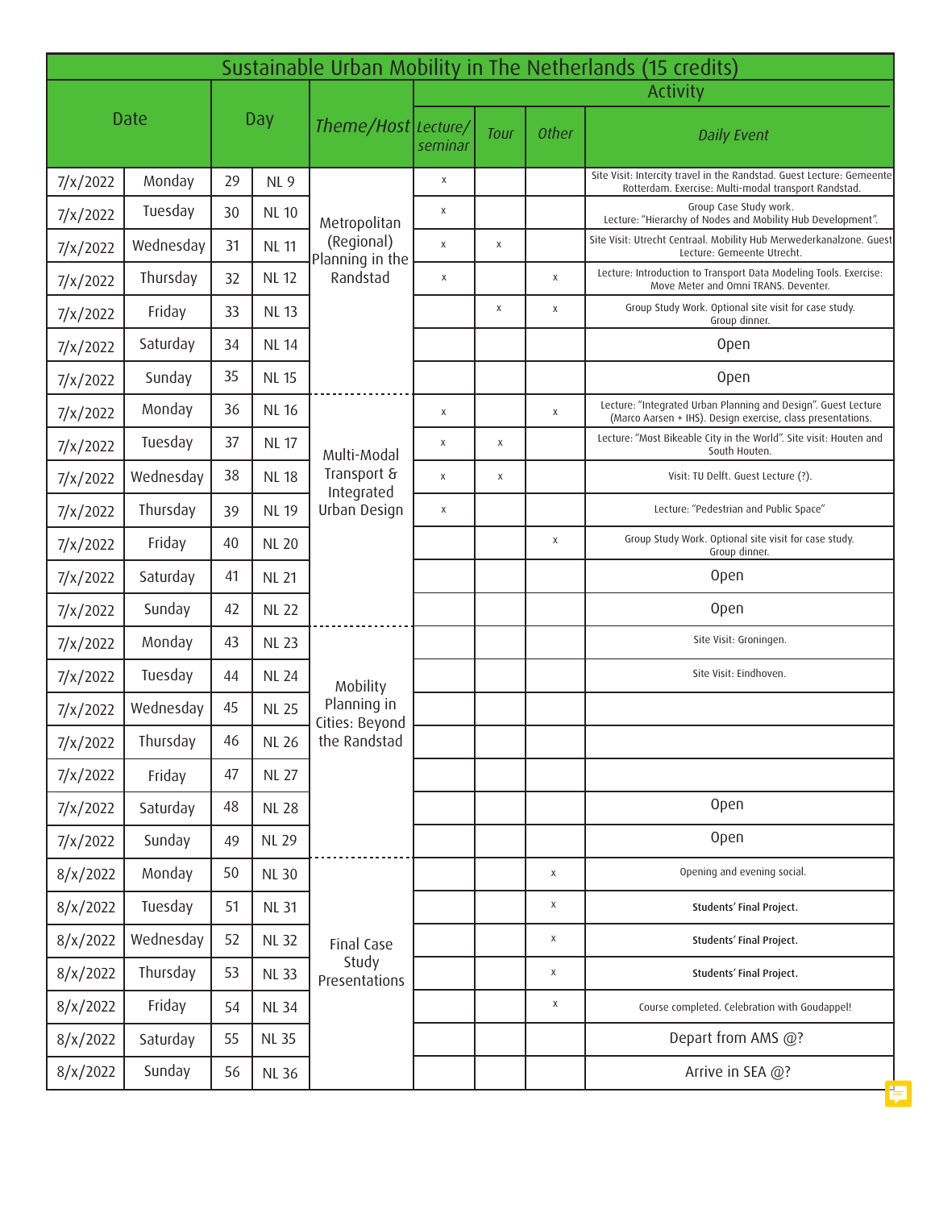| Sustainable Urban Mobility in The Netherlands (15 credits) | | | | | | | | |
|---|---|---|---|---|---|---|---|---|
| Date | Day | | *Theme/Host* | Activity | | | | |
| | | | | *Lecture/ seminar* | *Tour* | *Other* | *Daily Event* | |
| 7/x/2022 | Monday | 29 | NL 9 | Metropolitan (Regional) Planning in the Randstad | x | | | Site Visit: Intercity travel in the Randstad. Guest Lecture: Gemeente Rotterdam. Exercise: Multi-modal transport Randstad. |
| 7/x/2022 | Tuesday | 30 | NL 10 | | x | | | Group Case Study work. Lecture: "Hierarchy of Nodes and Mobility Hub Development". |
| 7/x/2022 | Wednesday | 31 | NL 11 | | x | x | | Site Visit: Utrecht Centraal. Mobility Hub Merwederkanalzone. Guest Lecture: Gemeente Utrecht. |
| 7/x/2022 | Thursday | 32 | NL 12 | | x | | x | Lecture: Introduction to Transport Data Modeling Tools. Exercise: Move Meter and Omni TRANS. Deventer. |
| 7/x/2022 | Friday | 33 | NL 13 | | | x | x | Group Study Work. Optional site visit for case study. Group dinner. |
| 7/x/2022 | Saturday | 34 | NL 14 | | | | | Open |
| 7/x/2022 | Sunday | 35 | NL 15 | | | | | Open |
| 7/x/2022 | Monday | 36 | NL 16 | Multi-Modal Transport & Integrated Urban Design | x | | x | Lecture: "Integrated Urban Planning and Design". Guest Lecture (Marco Aarsen + IHS). Design exercise, class presentations. |
| 7/x/2022 | Tuesday | 37 | NL 17 | | x | x | | Lecture: "Most Bikeable City in the World". Site visit: Houten and South Houten. |
| 7/x/2022 | Wednesday | 38 | NL 18 | | x | x | | Visit: TU Delft. Guest Lecture (?). |
| 7/x/2022 | Thursday | 39 | NL 19 | | x | | | Lecture: "Pedestrian and Public Space" |
| 7/x/2022 | Friday | 40 | NL 20 | | | | x | Group Study Work. Optional site visit for case study. Group dinner. |
| 7/x/2022 | Saturday | 41 | NL 21 | | | | | Open |
| 7/x/2022 | Sunday | 42 | NL 22 | | | | | Open |
| 7/x/2022 | Monday | 43 | NL 23 | Mobility Planning in Cities: Beyond the Randstad | | | | Site Visit: Groningen. |
| 7/x/2022 | Tuesday | 44 | NL 24 | | | | | Site Visit: Eindhoven. |
| 7/x/2022 | Wednesday | 45 | NL 25 | | | | | |
| 7/x/2022 | Thursday | 46 | NL 26 | | | | | |
| 7/x/2022 | Friday | 47 | NL 27 | | | | | |
| 7/x/2022 | Saturday | 48 | NL 28 | | | | | Open |
| 7/x/2022 | Sunday | 49 | NL 29 | | | | | Open |
| 8/x/2022 | Monday | 50 | NL 30 | Final Case Study Presentations | | | x | Opening and evening social. |
| 8/x/2022 | Tuesday | 51 | NL 31 | | | | x | **Students' Final Project.** |
| 8/x/2022 | Wednesday | 52 | NL 32 | | | | x | **Students' Final Project.** |
| 8/x/2022 | Thursday | 53 | NL 33 | | | | x | **Students' Final Project.** |
| 8/x/2022 | Friday | 54 | NL 34 | | | | x | Course completed. Celebration with Goudappel! |
| 8/x/2022 | Saturday | 55 | NL 35 | | | | | Depart from AMS @? |
| 8/x/2022 | Sunday | 56 | NL 36 | | | | | Arrive in SEA @? |